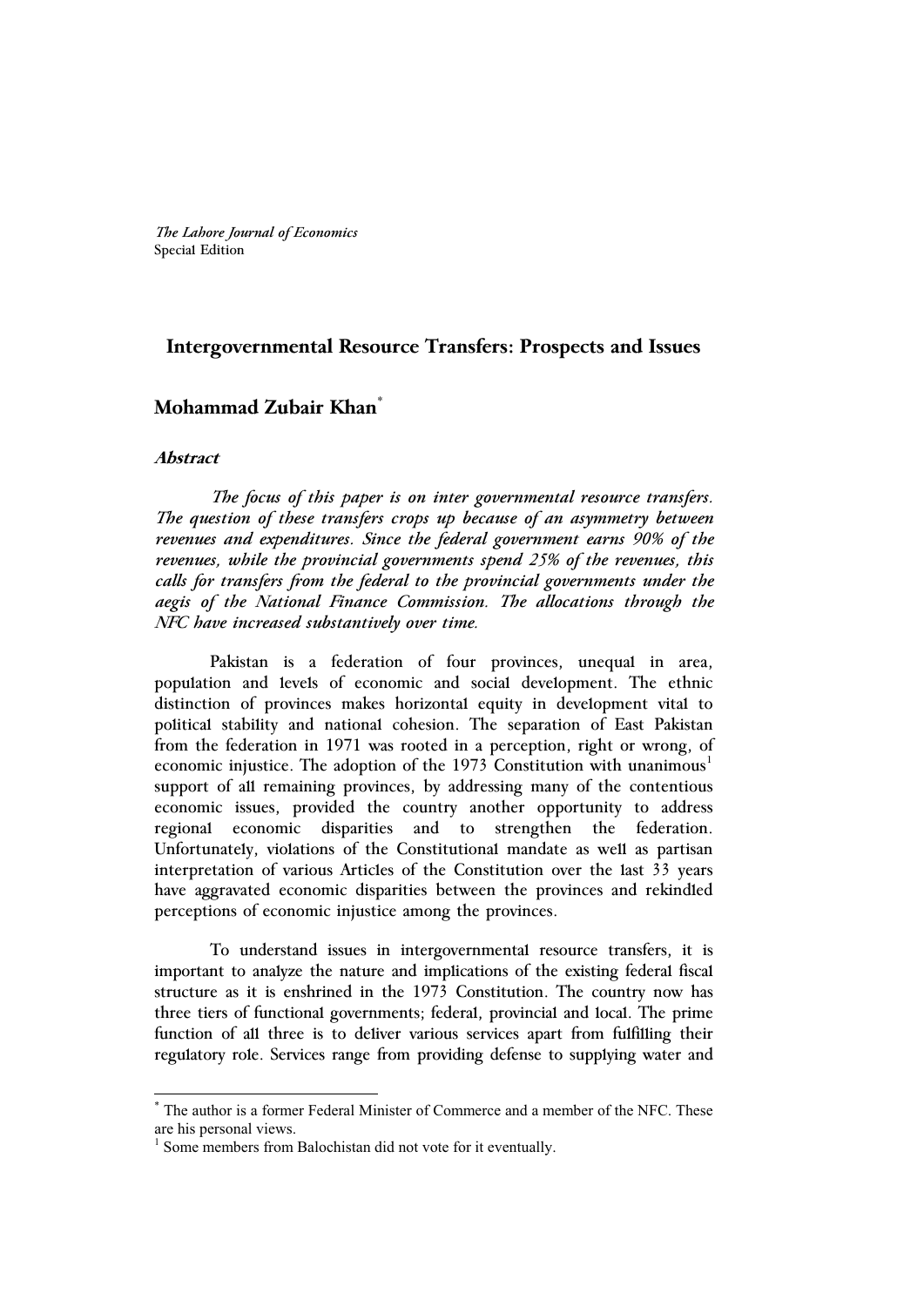*The Lahore Journal of Economics*
Special Edition

# Intergovernmental Resource Transfers: Prospects and Issues

## Mohammad Zubair Khan[*]

### *Abstract*

*The focus of this paper is on inter governmental resource transfers. The question of these transfers crops up because of an asymmetry between revenues and expenditures. Since the federal government earns 90% of the revenues, while the provincial governments spend 25% of the revenues, this calls for transfers from the federal to the provincial governments under the aegis of the National Finance Commission. The allocations through the NFC have increased substantively over time.*

Pakistan is a federation of four provinces, unequal in area, population and levels of economic and social development. The ethnic distinction of provinces makes horizontal equity in development vital to political stability and national cohesion. The separation of East Pakistan from the federation in 1971 was rooted in a perception, right or wrong, of economic injustice. The adoption of the 1973 Constitution with unanimous[1] support of all remaining provinces, by addressing many of the contentious economic issues, provided the country another opportunity to address regional economic disparities and to strengthen the federation. Unfortunately, violations of the Constitutional mandate as well as partisan interpretation of various Articles of the Constitution over the last 33 years have aggravated economic disparities between the provinces and rekindled perceptions of economic injustice among the provinces.

To understand issues in intergovernmental resource transfers, it is important to analyze the nature and implications of the existing federal fiscal structure as it is enshrined in the 1973 Constitution. The country now has three tiers of functional governments; federal, provincial and local. The prime function of all three is to deliver various services apart from fulfilling their regulatory role. Services range from providing defense to supplying water and

---

[*] The author is a former Federal Minister of Commerce and a member of the NFC. These are his personal views.

[1] Some members from Balochistan did not vote for it eventually.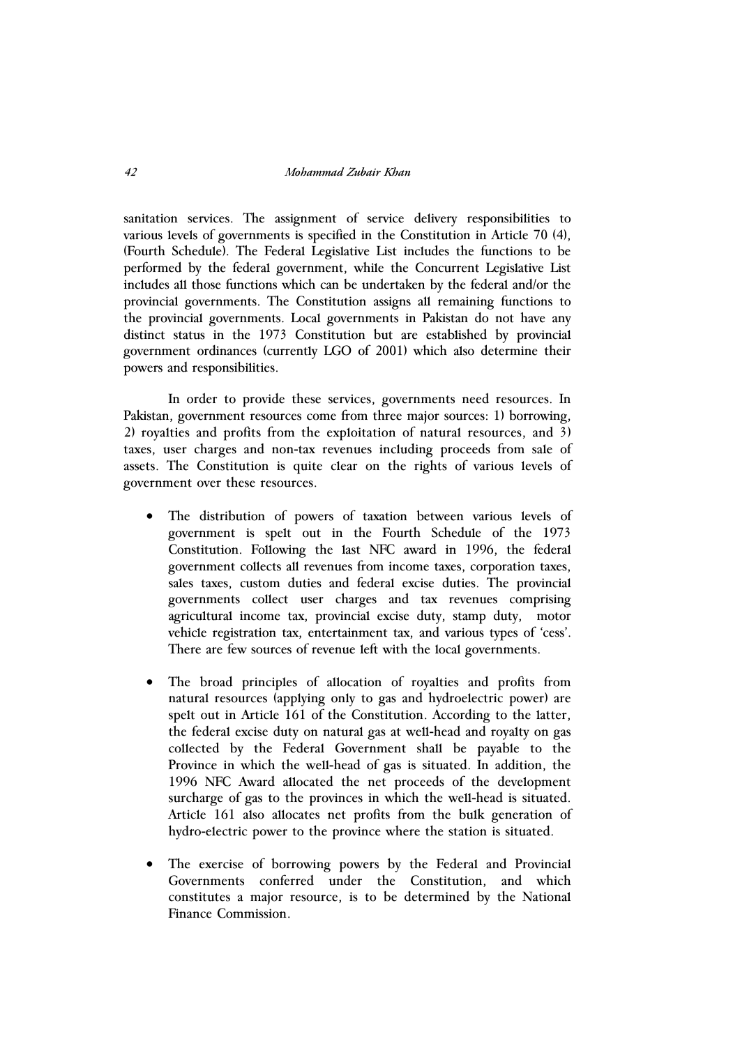sanitation services. The assignment of service delivery responsibilities to various levels of governments is specified in the Constitution in Article 70 (4), (Fourth Schedule). The Federal Legislative List includes the functions to be performed by the federal government, while the Concurrent Legislative List includes all those functions which can be undertaken by the federal and/or the provincial governments. The Constitution assigns all remaining functions to the provincial governments. Local governments in Pakistan do not have any distinct status in the 1973 Constitution but are established by provincial government ordinances (currently LGO of 2001) which also determine their powers and responsibilities.

In order to provide these services, governments need resources. In Pakistan, government resources come from three major sources: 1) borrowing, 2) royalties and profits from the exploitation of natural resources, and 3) taxes, user charges and non-tax revenues including proceeds from sale of assets. The Constitution is quite clear on the rights of various levels of government over these resources.

- The distribution of powers of taxation between various levels of government is spelt out in the Fourth Schedule of the 1973 Constitution. Following the last NFC award in 1996, the federal government collects all revenues from income taxes, corporation taxes, sales taxes, custom duties and federal excise duties. The provincial governments collect user charges and tax revenues comprising agricultural income tax, provincial excise duty, stamp duty, motor vehicle registration tax, entertainment tax, and various types of 'cess'. There are few sources of revenue left with the local governments.

- The broad principles of allocation of royalties and profits from natural resources (applying only to gas and hydroelectric power) are spelt out in Article 161 of the Constitution. According to the latter, the federal excise duty on natural gas at well-head and royalty on gas collected by the Federal Government shall be payable to the Province in which the well-head of gas is situated. In addition, the 1996 NFC Award allocated the net proceeds of the development surcharge of gas to the provinces in which the well-head is situated. Article 161 also allocates net profits from the bulk generation of hydro-electric power to the province where the station is situated.

- The exercise of borrowing powers by the Federal and Provincial Governments conferred under the Constitution, and which constitutes a major resource, is to be determined by the National Finance Commission.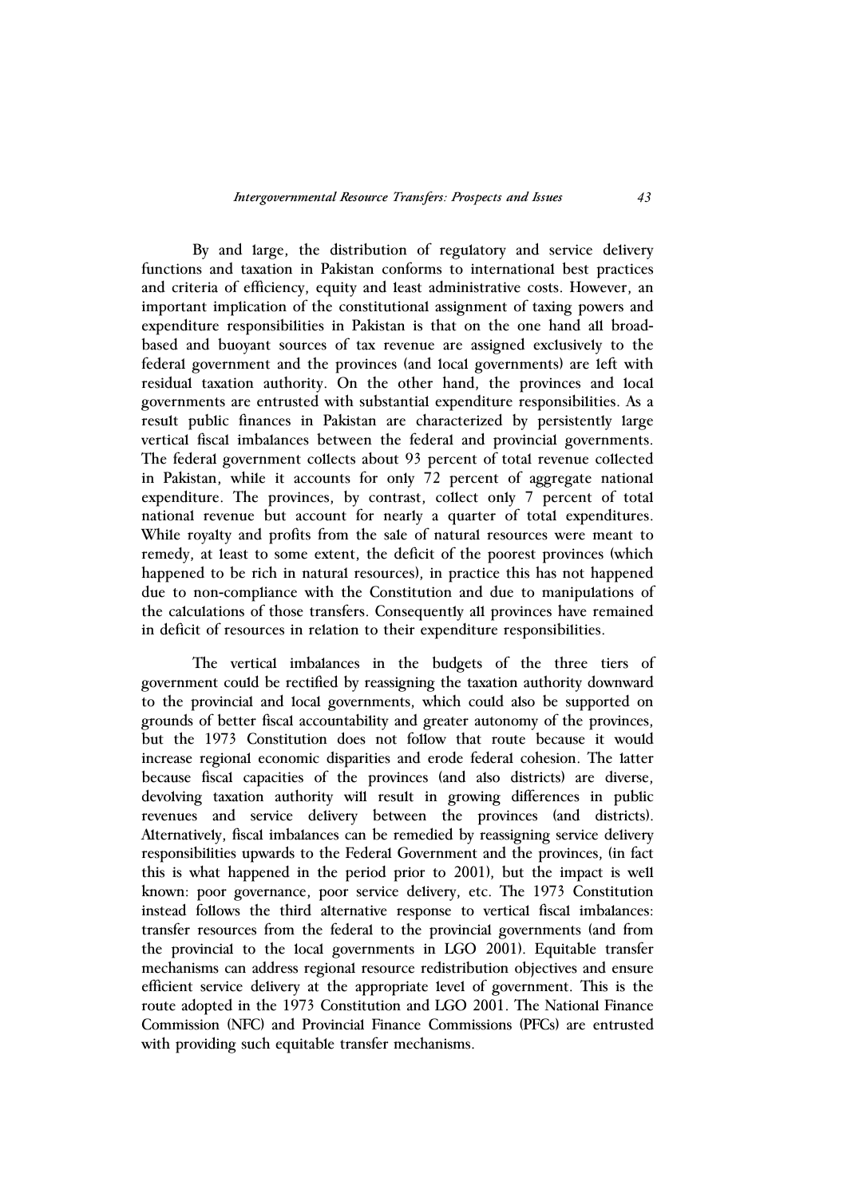By and large, the distribution of regulatory and service delivery functions and taxation in Pakistan conforms to international best practices and criteria of efficiency, equity and least administrative costs. However, an important implication of the constitutional assignment of taxing powers and expenditure responsibilities in Pakistan is that on the one hand all broad-based and buoyant sources of tax revenue are assigned exclusively to the federal government and the provinces (and local governments) are left with residual taxation authority. On the other hand, the provinces and local governments are entrusted with substantial expenditure responsibilities. As a result public finances in Pakistan are characterized by persistently large vertical fiscal imbalances between the federal and provincial governments. The federal government collects about 93 percent of total revenue collected in Pakistan, while it accounts for only 72 percent of aggregate national expenditure. The provinces, by contrast, collect only 7 percent of total national revenue but account for nearly a quarter of total expenditures. While royalty and profits from the sale of natural resources were meant to remedy, at least to some extent, the deficit of the poorest provinces (which happened to be rich in natural resources), in practice this has not happened due to non-compliance with the Constitution and due to manipulations of the calculations of those transfers. Consequently all provinces have remained in deficit of resources in relation to their expenditure responsibilities.

The vertical imbalances in the budgets of the three tiers of government could be rectified by reassigning the taxation authority downward to the provincial and local governments, which could also be supported on grounds of better fiscal accountability and greater autonomy of the provinces, but the 1973 Constitution does not follow that route because it would increase regional economic disparities and erode federal cohesion. The latter because fiscal capacities of the provinces (and also districts) are diverse, devolving taxation authority will result in growing differences in public revenues and service delivery between the provinces (and districts). Alternatively, fiscal imbalances can be remedied by reassigning service delivery responsibilities upwards to the Federal Government and the provinces, (in fact this is what happened in the period prior to 2001), but the impact is well known: poor governance, poor service delivery, etc. The 1973 Constitution instead follows the third alternative response to vertical fiscal imbalances: transfer resources from the federal to the provincial governments (and from the provincial to the local governments in LGO 2001). Equitable transfer mechanisms can address regional resource redistribution objectives and ensure efficient service delivery at the appropriate level of government. This is the route adopted in the 1973 Constitution and LGO 2001. The National Finance Commission (NFC) and Provincial Finance Commissions (PFCs) are entrusted with providing such equitable transfer mechanisms.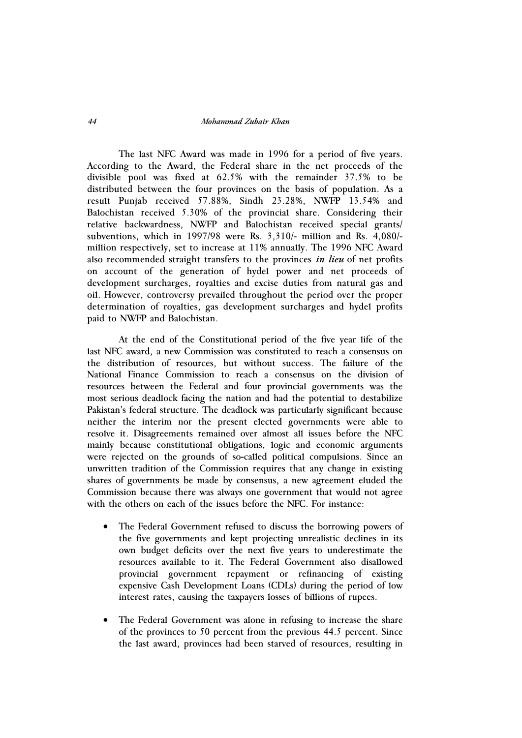The last NFC Award was made in 1996 for a period of five years. According to the Award, the Federal share in the net proceeds of the divisible pool was fixed at 62.5% with the remainder 37.5% to be distributed between the four provinces on the basis of population. As a result Punjab received 57.88%, Sindh 23.28%, NWFP 13.54% and Balochistan received 5.30% of the provincial share. Considering their relative backwardness, NWFP and Balochistan received special grants/ subventions, which in 1997/98 were Rs. 3,310/- million and Rs. 4,080/- million respectively, set to increase at 11% annually. The 1996 NFC Award also recommended straight transfers to the provinces ***in lieu*** of net profits on account of the generation of hydel power and net proceeds of development surcharges, royalties and excise duties from natural gas and oil. However, controversy prevailed throughout the period over the proper determination of royalties, gas development surcharges and hydel profits paid to NWFP and Balochistan.

At the end of the Constitutional period of the five year life of the last NFC award, a new Commission was constituted to reach a consensus on the distribution of resources, but without success. The failure of the National Finance Commission to reach a consensus on the division of resources between the Federal and four provincial governments was the most serious deadlock facing the nation and had the potential to destabilize Pakistan's federal structure. The deadlock was particularly significant because neither the interim nor the present elected governments were able to resolve it. Disagreements remained over almost all issues before the NFC mainly because constitutional obligations, logic and economic arguments were rejected on the grounds of so-called political compulsions. Since an unwritten tradition of the Commission requires that any change in existing shares of governments be made by consensus, a new agreement eluded the Commission because there was always one government that would not agree with the others on each of the issues before the NFC. For instance:

- The Federal Government refused to discuss the borrowing powers of the five governments and kept projecting unrealistic declines in its own budget deficits over the next five years to underestimate the resources available to it. The Federal Government also disallowed provincial government repayment or refinancing of existing expensive Cash Development Loans (CDLs) during the period of low interest rates, causing the taxpayers losses of billions of rupees.

- The Federal Government was alone in refusing to increase the share of the provinces to 50 percent from the previous 44.5 percent. Since the last award, provinces had been starved of resources, resulting in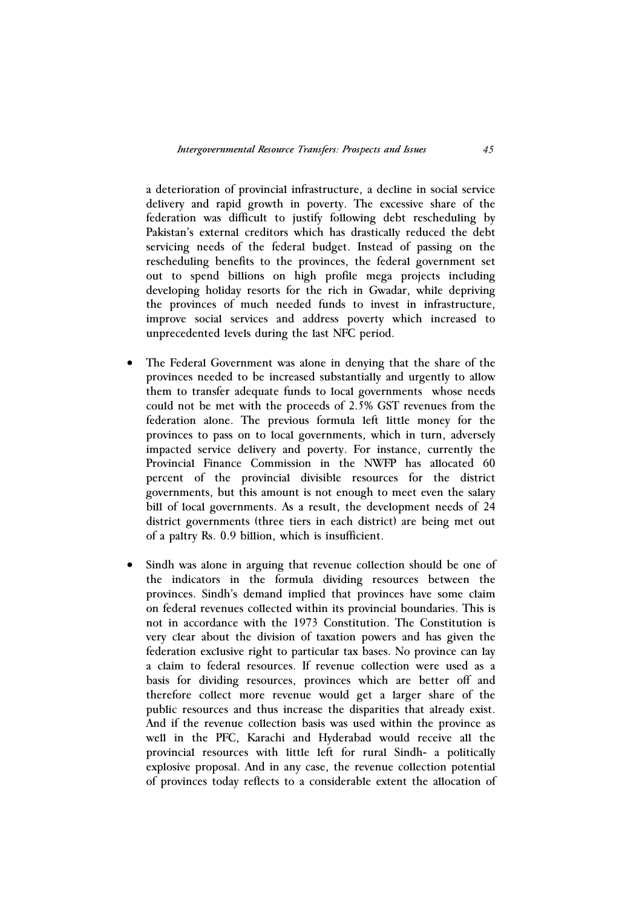a deterioration of provincial infrastructure, a decline in social service delivery and rapid growth in poverty. The excessive share of the federation was difficult to justify following debt rescheduling by Pakistan's external creditors which has drastically reduced the debt servicing needs of the federal budget. Instead of passing on the rescheduling benefits to the provinces, the federal government set out to spend billions on high profile mega projects including developing holiday resorts for the rich in Gwadar, while depriving the provinces of much needed funds to invest in infrastructure, improve social services and address poverty which increased to unprecedented levels during the last NFC period.

- The Federal Government was alone in denying that the share of the provinces needed to be increased substantially and urgently to allow them to transfer adequate funds to local governments whose needs could not be met with the proceeds of 2.5% GST revenues from the federation alone. The previous formula left little money for the provinces to pass on to local governments, which in turn, adversely impacted service delivery and poverty. For instance, currently the Provincial Finance Commission in the NWFP has allocated 60 percent of the provincial divisible resources for the district governments, but this amount is not enough to meet even the salary bill of local governments. As a result, the development needs of 24 district governments (three tiers in each district) are being met out of a paltry Rs. 0.9 billion, which is insufficient.

- Sindh was alone in arguing that revenue collection should be one of the indicators in the formula dividing resources between the provinces. Sindh's demand implied that provinces have some claim on federal revenues collected within its provincial boundaries. This is not in accordance with the 1973 Constitution. The Constitution is very clear about the division of taxation powers and has given the federation exclusive right to particular tax bases. No province can lay a claim to federal resources. If revenue collection were used as a basis for dividing resources, provinces which are better off and therefore collect more revenue would get a larger share of the public resources and thus increase the disparities that already exist. And if the revenue collection basis was used within the province as well in the PFC, Karachi and Hyderabad would receive all the provincial resources with little left for rural Sindh- a politically explosive proposal. And in any case, the revenue collection potential of provinces today reflects to a considerable extent the allocation of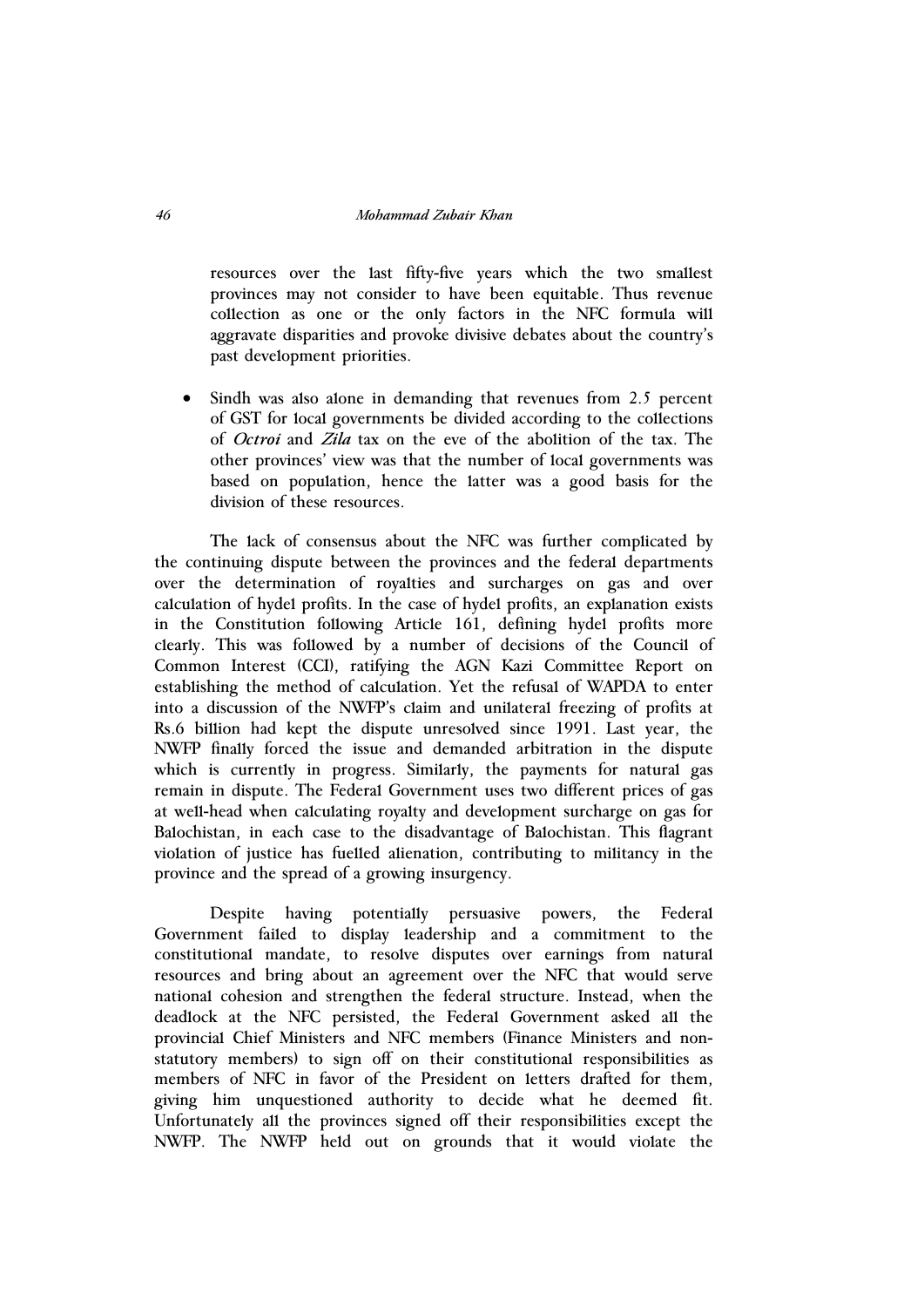resources over the last fifty-five years which the two smallest provinces may not consider to have been equitable. Thus revenue collection as one or the only factors in the NFC formula will aggravate disparities and provoke divisive debates about the country's past development priorities.

- Sindh was also alone in demanding that revenues from 2.5 percent of GST for local governments be divided according to the collections of *Octroi* and *Zila* tax on the eve of the abolition of the tax. The other provinces' view was that the number of local governments was based on population, hence the latter was a good basis for the division of these resources.

The lack of consensus about the NFC was further complicated by the continuing dispute between the provinces and the federal departments over the determination of royalties and surcharges on gas and over calculation of hydel profits. In the case of hydel profits, an explanation exists in the Constitution following Article 161, defining hydel profits more clearly. This was followed by a number of decisions of the Council of Common Interest (CCI), ratifying the AGN Kazi Committee Report on establishing the method of calculation. Yet the refusal of WAPDA to enter into a discussion of the NWFP's claim and unilateral freezing of profits at Rs.6 billion had kept the dispute unresolved since 1991. Last year, the NWFP finally forced the issue and demanded arbitration in the dispute which is currently in progress. Similarly, the payments for natural gas remain in dispute. The Federal Government uses two different prices of gas at well-head when calculating royalty and development surcharge on gas for Balochistan, in each case to the disadvantage of Balochistan. This flagrant violation of justice has fuelled alienation, contributing to militancy in the province and the spread of a growing insurgency.

Despite having potentially persuasive powers, the Federal Government failed to display leadership and a commitment to the constitutional mandate, to resolve disputes over earnings from natural resources and bring about an agreement over the NFC that would serve national cohesion and strengthen the federal structure. Instead, when the deadlock at the NFC persisted, the Federal Government asked all the provincial Chief Ministers and NFC members (Finance Ministers and non-statutory members) to sign off on their constitutional responsibilities as members of NFC in favor of the President on letters drafted for them, giving him unquestioned authority to decide what he deemed fit. Unfortunately all the provinces signed off their responsibilities except the NWFP. The NWFP held out on grounds that it would violate the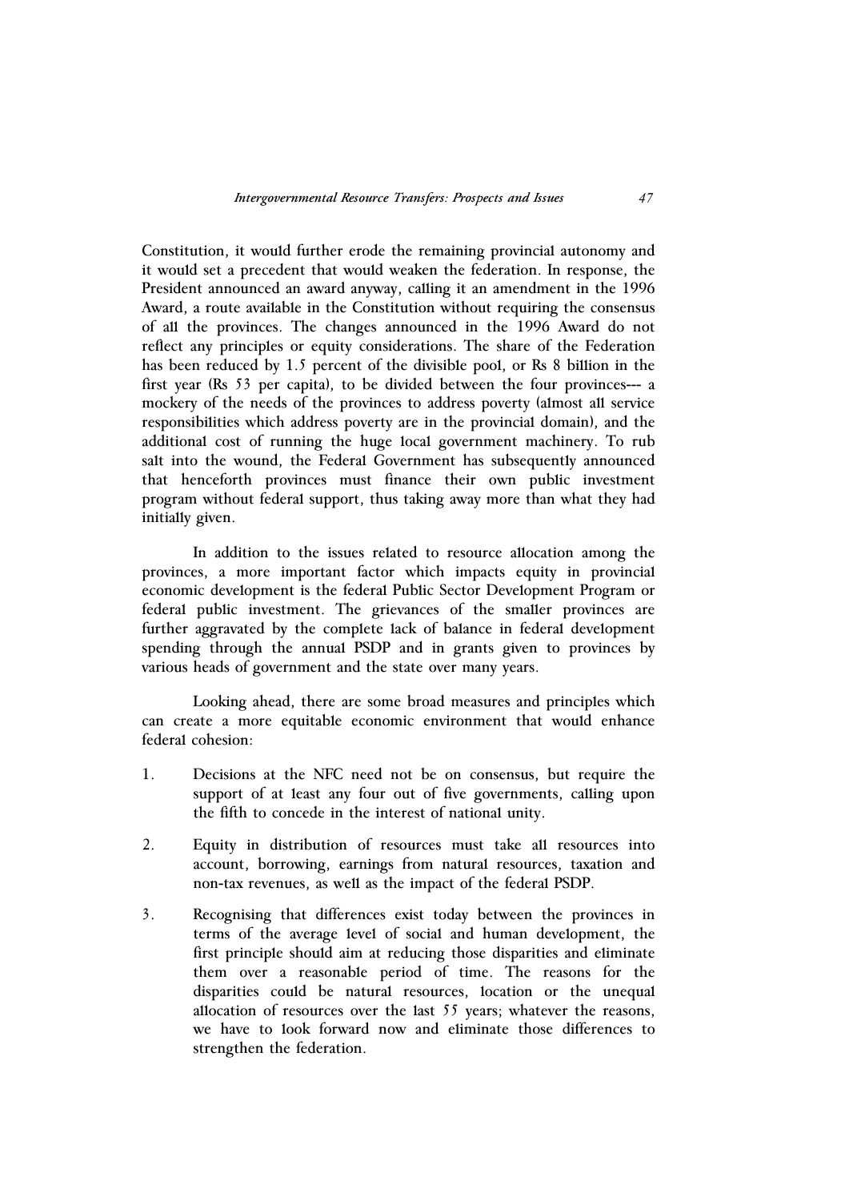Constitution, it would further erode the remaining provincial autonomy and it would set a precedent that would weaken the federation. In response, the President announced an award anyway, calling it an amendment in the 1996 Award, a route available in the Constitution without requiring the consensus of all the provinces. The changes announced in the 1996 Award do not reflect any principles or equity considerations. The share of the Federation has been reduced by 1.5 percent of the divisible pool, or Rs 8 billion in the first year (Rs 53 per capita), to be divided between the four provinces--- a mockery of the needs of the provinces to address poverty (almost all service responsibilities which address poverty are in the provincial domain), and the additional cost of running the huge local government machinery. To rub salt into the wound, the Federal Government has subsequently announced that henceforth provinces must finance their own public investment program without federal support, thus taking away more than what they had initially given.

In addition to the issues related to resource allocation among the provinces, a more important factor which impacts equity in provincial economic development is the federal Public Sector Development Program or federal public investment. The grievances of the smaller provinces are further aggravated by the complete lack of balance in federal development spending through the annual PSDP and in grants given to provinces by various heads of government and the state over many years.

Looking ahead, there are some broad measures and principles which can create a more equitable economic environment that would enhance federal cohesion:

1. Decisions at the NFC need not be on consensus, but require the support of at least any four out of five governments, calling upon the fifth to concede in the interest of national unity.

2. Equity in distribution of resources must take all resources into account, borrowing, earnings from natural resources, taxation and non-tax revenues, as well as the impact of the federal PSDP.

3. Recognising that differences exist today between the provinces in terms of the average level of social and human development, the first principle should aim at reducing those disparities and eliminate them over a reasonable period of time. The reasons for the disparities could be natural resources, location or the unequal allocation of resources over the last 55 years; whatever the reasons, we have to look forward now and eliminate those differences to strengthen the federation.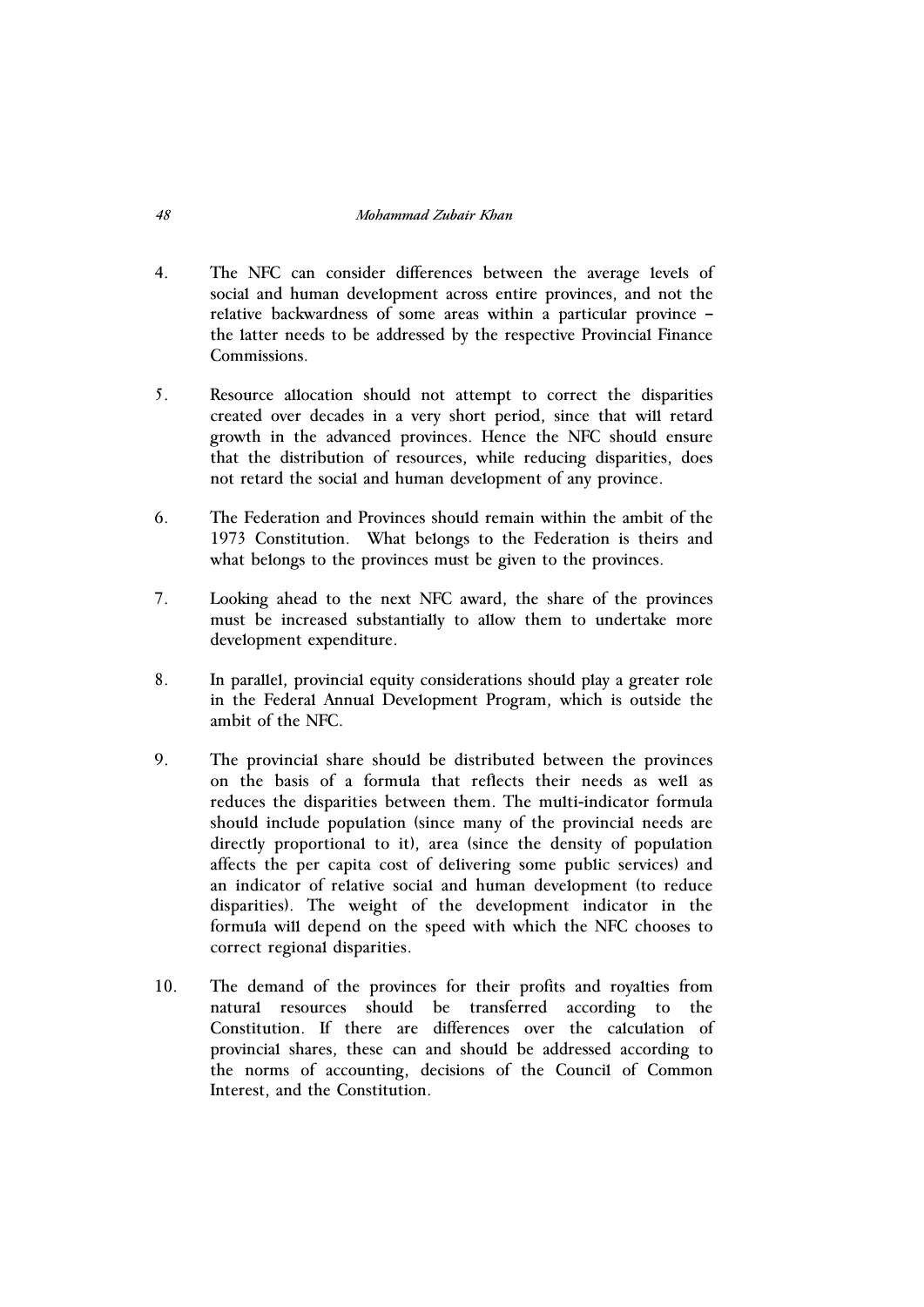4. The NFC can consider differences between the average levels of social and human development across entire provinces, and not the relative backwardness of some areas within a particular province – the latter needs to be addressed by the respective Provincial Finance Commissions.

5. Resource allocation should not attempt to correct the disparities created over decades in a very short period, since that will retard growth in the advanced provinces. Hence the NFC should ensure that the distribution of resources, while reducing disparities, does not retard the social and human development of any province.

6. The Federation and Provinces should remain within the ambit of the 1973 Constitution. What belongs to the Federation is theirs and what belongs to the provinces must be given to the provinces.

7. Looking ahead to the next NFC award, the share of the provinces must be increased substantially to allow them to undertake more development expenditure.

8. In parallel, provincial equity considerations should play a greater role in the Federal Annual Development Program, which is outside the ambit of the NFC.

9. The provincial share should be distributed between the provinces on the basis of a formula that reflects their needs as well as reduces the disparities between them. The multi-indicator formula should include population (since many of the provincial needs are directly proportional to it), area (since the density of population affects the per capita cost of delivering some public services) and an indicator of relative social and human development (to reduce disparities). The weight of the development indicator in the formula will depend on the speed with which the NFC chooses to correct regional disparities.

10. The demand of the provinces for their profits and royalties from natural resources should be transferred according to the Constitution. If there are differences over the calculation of provincial shares, these can and should be addressed according to the norms of accounting, decisions of the Council of Common Interest, and the Constitution.